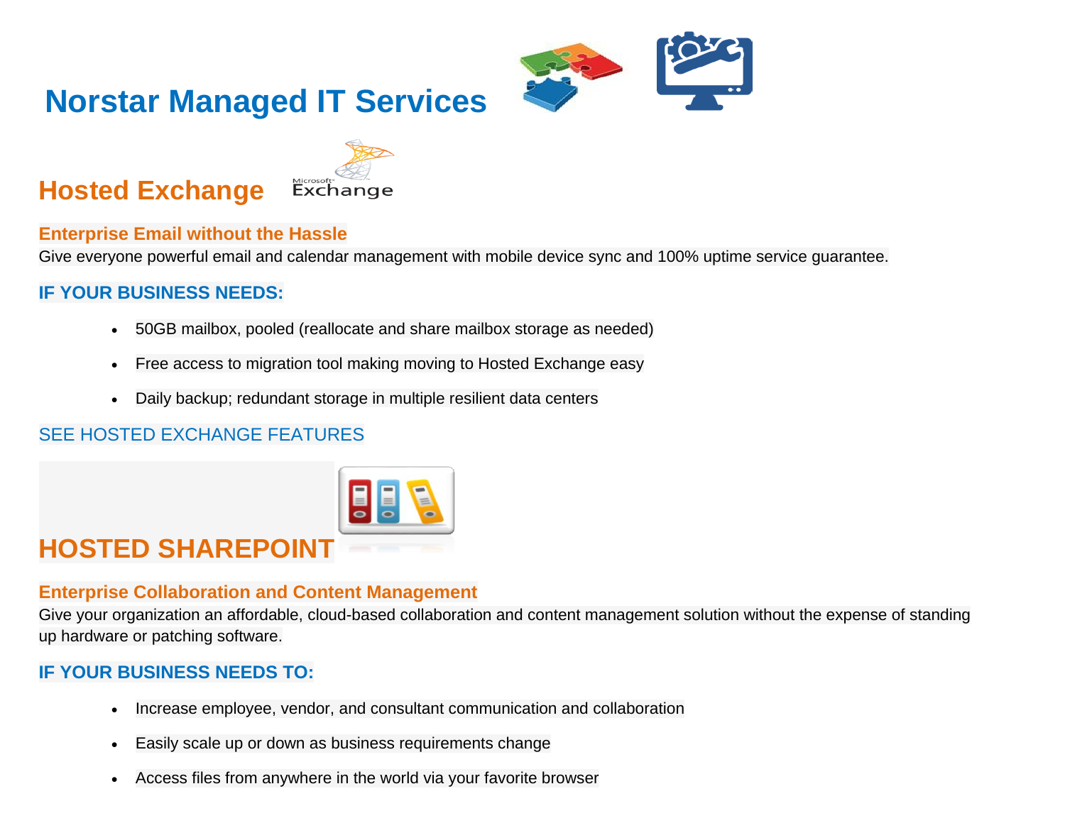# Norstar Managed IT Services

## Hosted Exchange

### Enterprise Email without the Hassle

Give everyone powerful email and calendar management with mobile device sync and 100% uptime service guarantee.

**IF YOUR BUSINESS NEEDS:**

- 50GB mailbox, pooled (reallocate and share mailbox storage as needed)
- Free access to migration tool making moving to Hosted Exchange easy
- Daily backup; redundant storage in multiple resilient data centers

SEE HOSTED EXCHANGE FEATURES

## HOSTED SHAREPOINT

### Enterprise Collaboration and Content Management

Give your organization an affordable, cloud-based collaboration and content management solution without the expense of standing up hardware or patching software.

**IF YOUR BUSINESS NEEDS TO:**

- Increase employee, vendor, and consultant communication and collaboration
- Easily scale up or down as business requirements change
- Access files from anywhere in the world via your favorite browser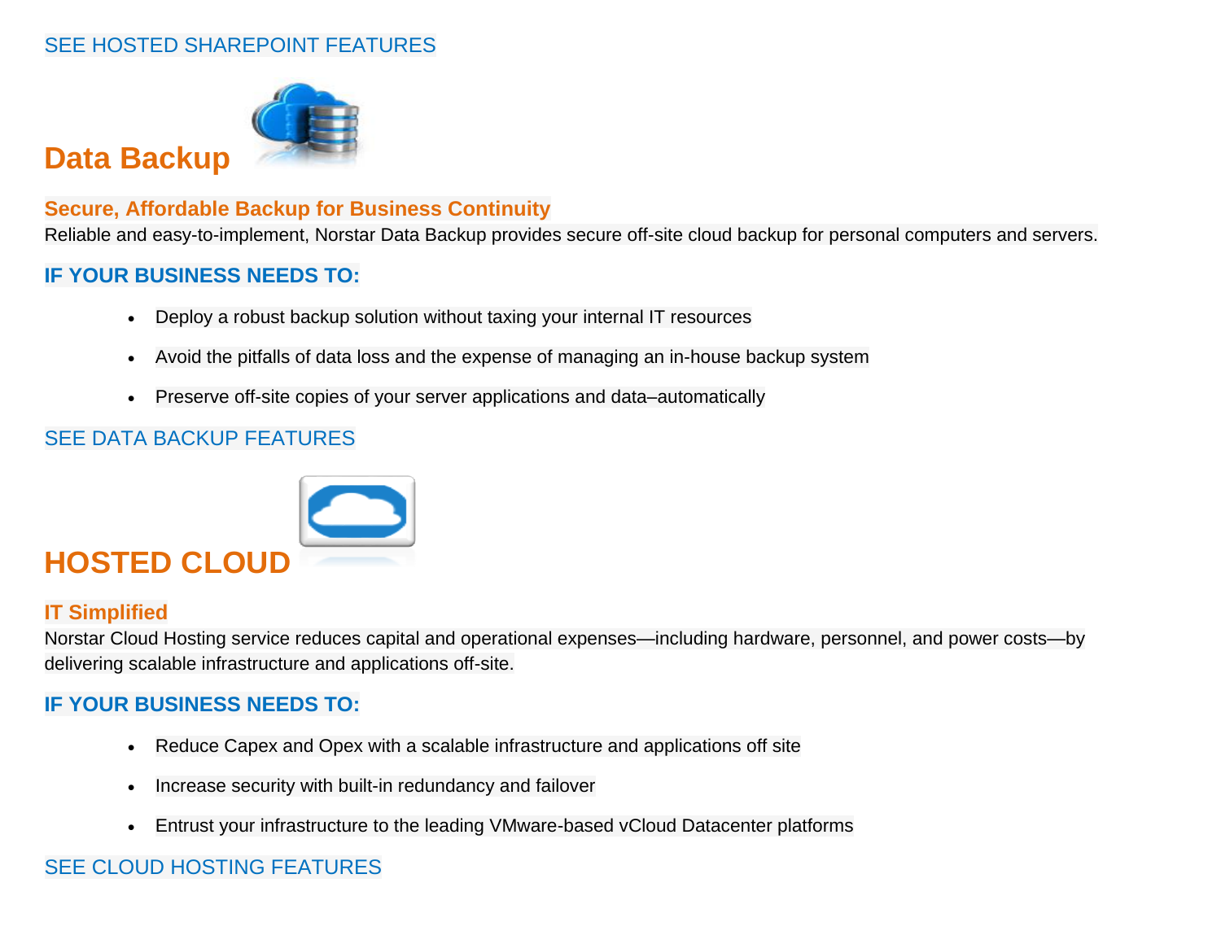SEE HOSTED SHAREPOINT FEATURES

## Data Backup

### Secure, Affordable Backup for Business Continuity

Reliable and easy-to-implement, Norstar Data Backup provides secure off-site cloud backup for personal computers and servers.

### IF YOUR BUSINESS NEEDS TO:

- Deploy a robust backup solution without taxing your internal IT resources
- Avoid the pitfalls of data loss and the expense of managing an in-house backup system
- Preserve off-site copies of your server applications and data–automatically

SEE DATA BACKUP FEATURES

## HOSTED CLOUD

### IT Simplified

Norstar Cloud Hosting service reduces capital and operational expenses—including hardware, personnel, and power costs—by delivering scalable infrastructure and applications off-site.

### IF YOUR BUSINESS NEEDS TO:

- Reduce Capex and Opex with a scalable infrastructure and applications off site
- Increase security with built-in redundancy and failover
- Entrust your infrastructure to the leading VMware-based vCloud Datacenter platforms

SEE CLOUD HOSTING FEATURES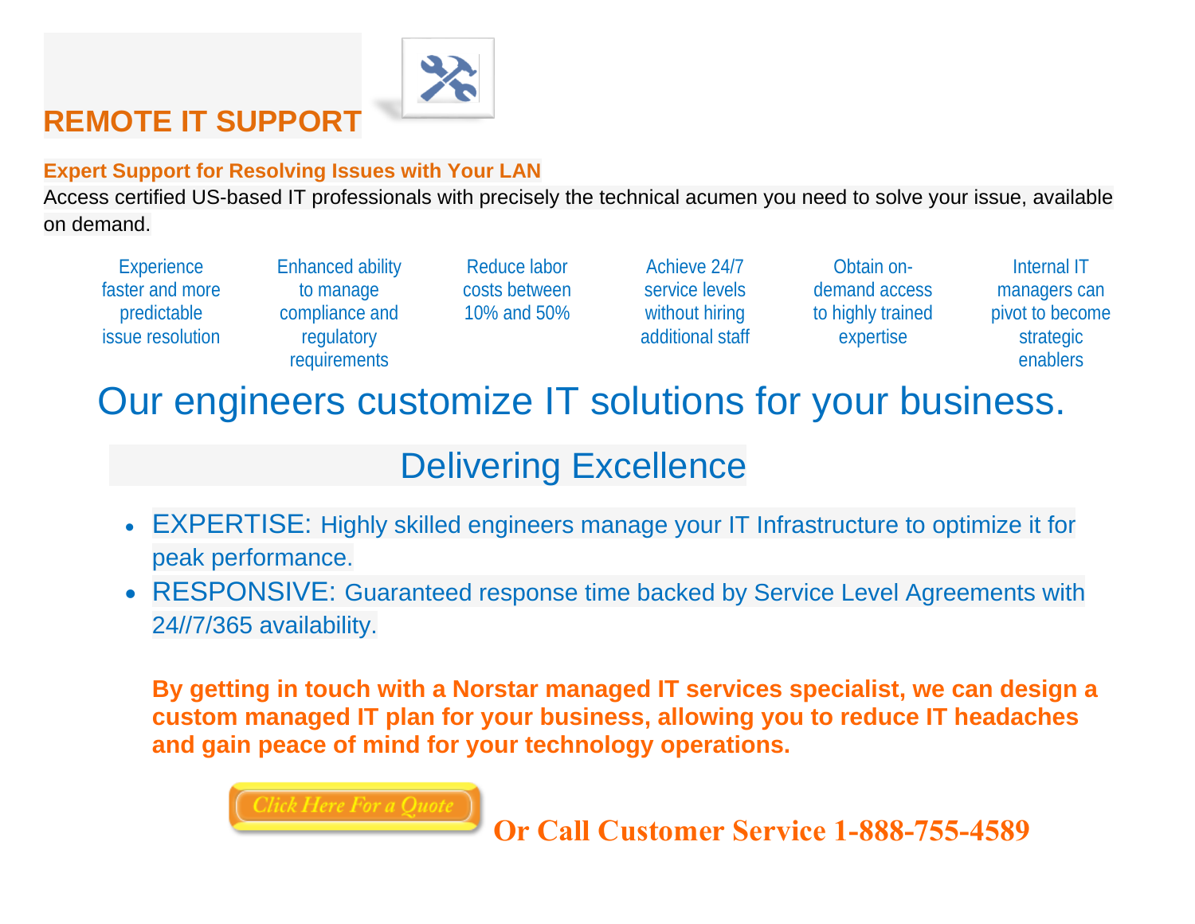# REMOTE IT SUPPORT

**Expert Support for Resolving Issues with Your LAN**

Access certified US-based IT professionals with precisely the technical acumen you need to solve your issue, available on demand.

| | | | | | |
|---|---|---|---|---|---|
| Experience faster and more predictable issue resolution | Enhanced ability to manage compliance and regulatory requirements | Reduce labor costs between 10% and 50% | Achieve 24/7 service levels without hiring additional staff | Obtain on-demand access to highly trained expertise | Internal IT managers can pivot to become strategic enablers |

## Our engineers customize IT solutions for your business.

## Delivering Excellence

- EXPERTISE: Highly skilled engineers manage your IT Infrastructure to optimize it for peak performance.
- RESPONSIVE: Guaranteed response time backed by Service Level Agreements with 24//7/365 availability.

**By getting in touch with a Norstar managed IT services specialist, we can design a custom managed IT plan for your business, allowing you to reduce IT headaches and gain peace of mind for your technology operations.**

Click Here For a Quote **Or Call Customer Service 1-888-755-4589**